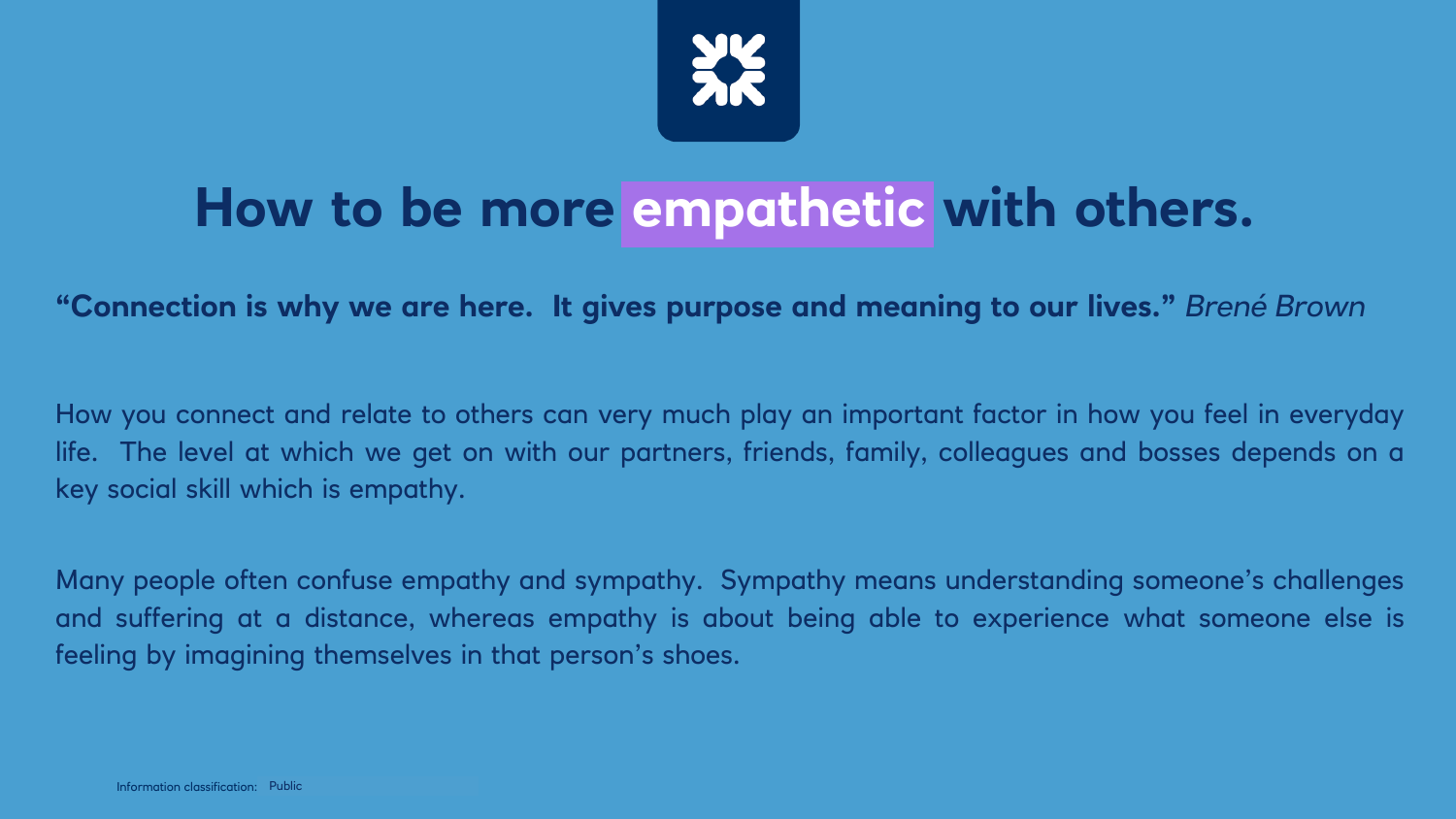# How to be more empathetic with others.

**"Connection is why we are here.  It gives purpose and meaning to our lives."** *Brené Brown*

How you connect and relate to others can very much play an important factor in how you feel in everyday life.  The level at which we get on with our partners, friends, family, colleagues and bosses depends on a key social skill which is empathy.

Many people often confuse empathy and sympathy.  Sympathy means understanding someone's challenges and suffering at a distance, whereas empathy is about being able to experience what someone else is feeling by imagining themselves in that person's shoes.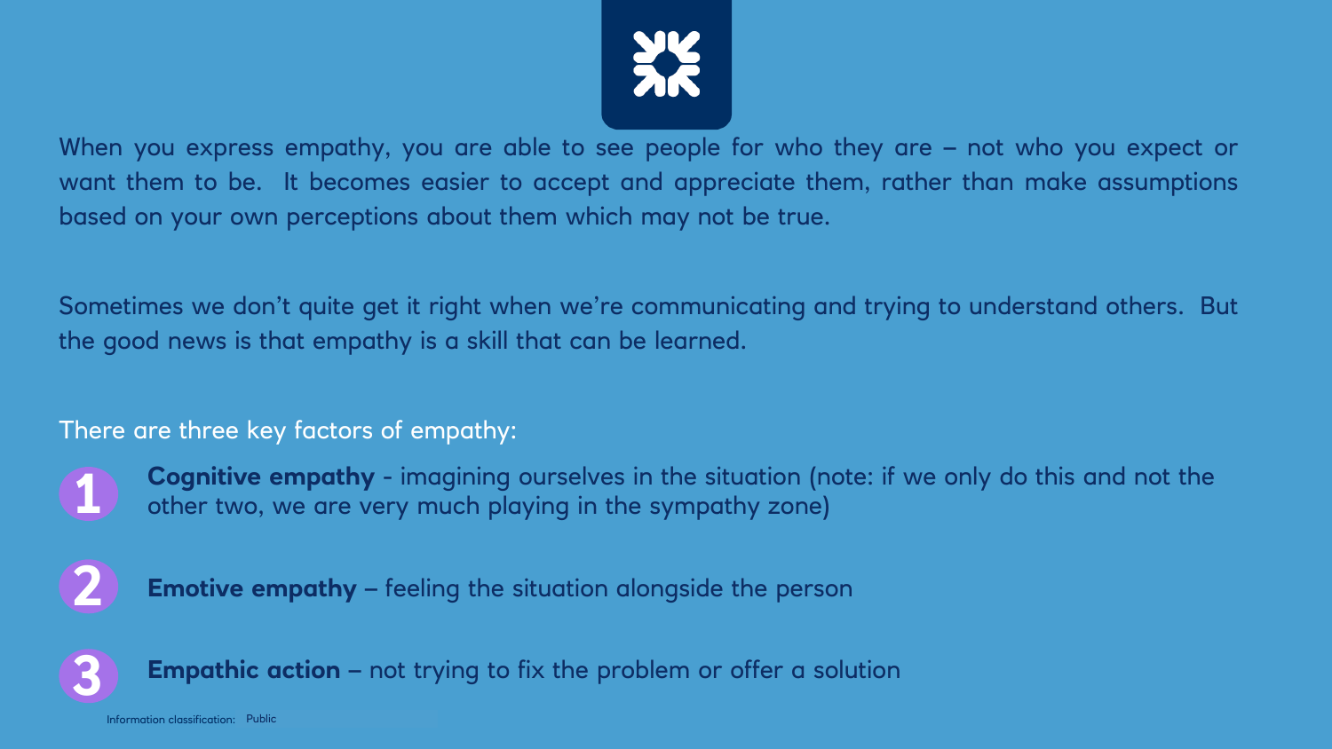When you express empathy, you are able to see people for who they are – not who you expect or want them to be. It becomes easier to accept and appreciate them, rather than make assumptions based on your own perceptions about them which may not be true.

Sometimes we don't quite get it right when we're communicating and trying to understand others. But the good news is that empathy is a skill that can be learned.

There are three key factors of empathy:

1. **Cognitive empathy** - imagining ourselves in the situation (note: if we only do this and not the other two, we are very much playing in the sympathy zone)

2. **Emotive empathy** – feeling the situation alongside the person

3. **Empathic action** – not trying to fix the problem or offer a solution

Information classification: Public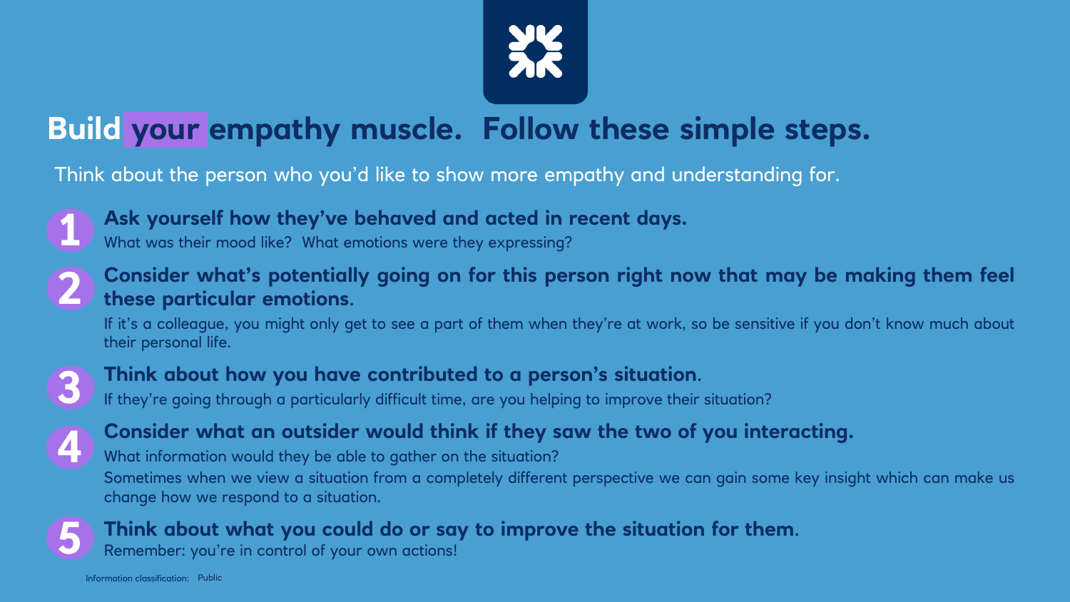# Build your empathy muscle. Follow these simple steps.

Think about the person who you'd like to show more empathy and understanding for.

1. **Ask yourself how they've behaved and acted in recent days.**
   What was their mood like? What emotions were they expressing?

2. **Consider what's potentially going on for this person right now that may be making them feel these particular emotions.**
   If it's a colleague, you might only get to see a part of them when they're at work, so be sensitive if you don't know much about their personal life.

3. **Think about how you have contributed to a person's situation.**
   If they're going through a particularly difficult time, are you helping to improve their situation?

4. **Consider what an outsider would think if they saw the two of you interacting.**
   What information would they be able to gather on the situation?
   Sometimes when we view a situation from a completely different perspective we can gain some key insight which can make us change how we respond to a situation.

5. **Think about what you could do or say to improve the situation for them.**
   Remember: you're in control of your own actions!

Information classification: Public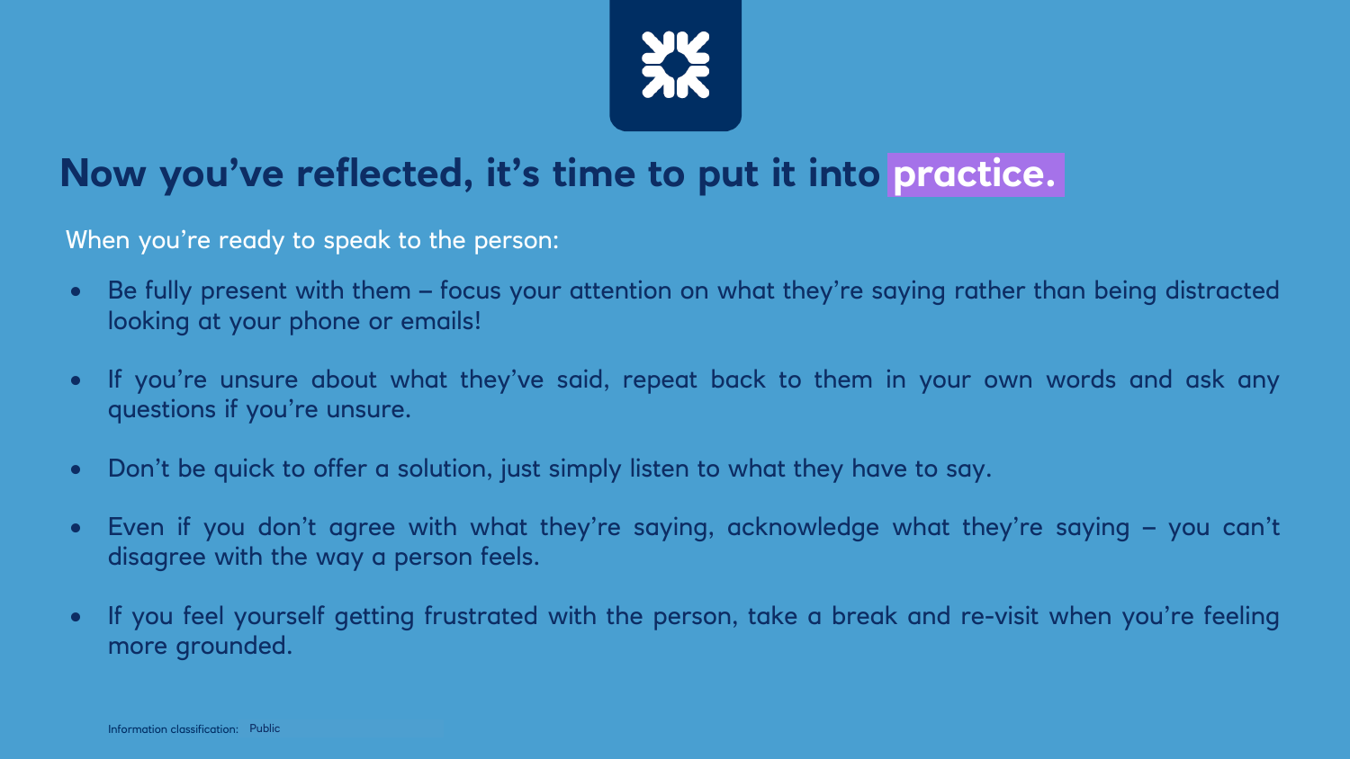# Now you've reflected, it's time to put it into practice.

When you're ready to speak to the person:

- Be fully present with them – focus your attention on what they're saying rather than being distracted looking at your phone or emails!
- If you're unsure about what they've said, repeat back to them in your own words and ask any questions if you're unsure.
- Don't be quick to offer a solution, just simply listen to what they have to say.
- Even if you don't agree with what they're saying, acknowledge what they're saying – you can't disagree with the way a person feels.
- If you feel yourself getting frustrated with the person, take a break and re-visit when you're feeling more grounded.

Information classification: Public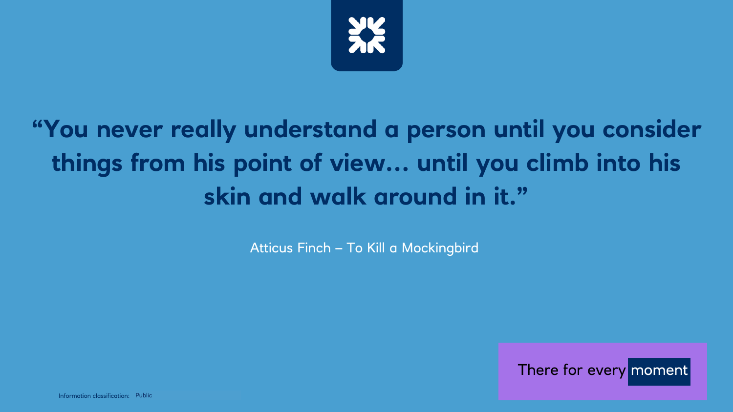**"You never really understand a person until you consider things from his point of view… until you climb into his skin and walk around in it."**

Atticus Finch – To Kill a Mockingbird

There for every moment

Information classification: Public